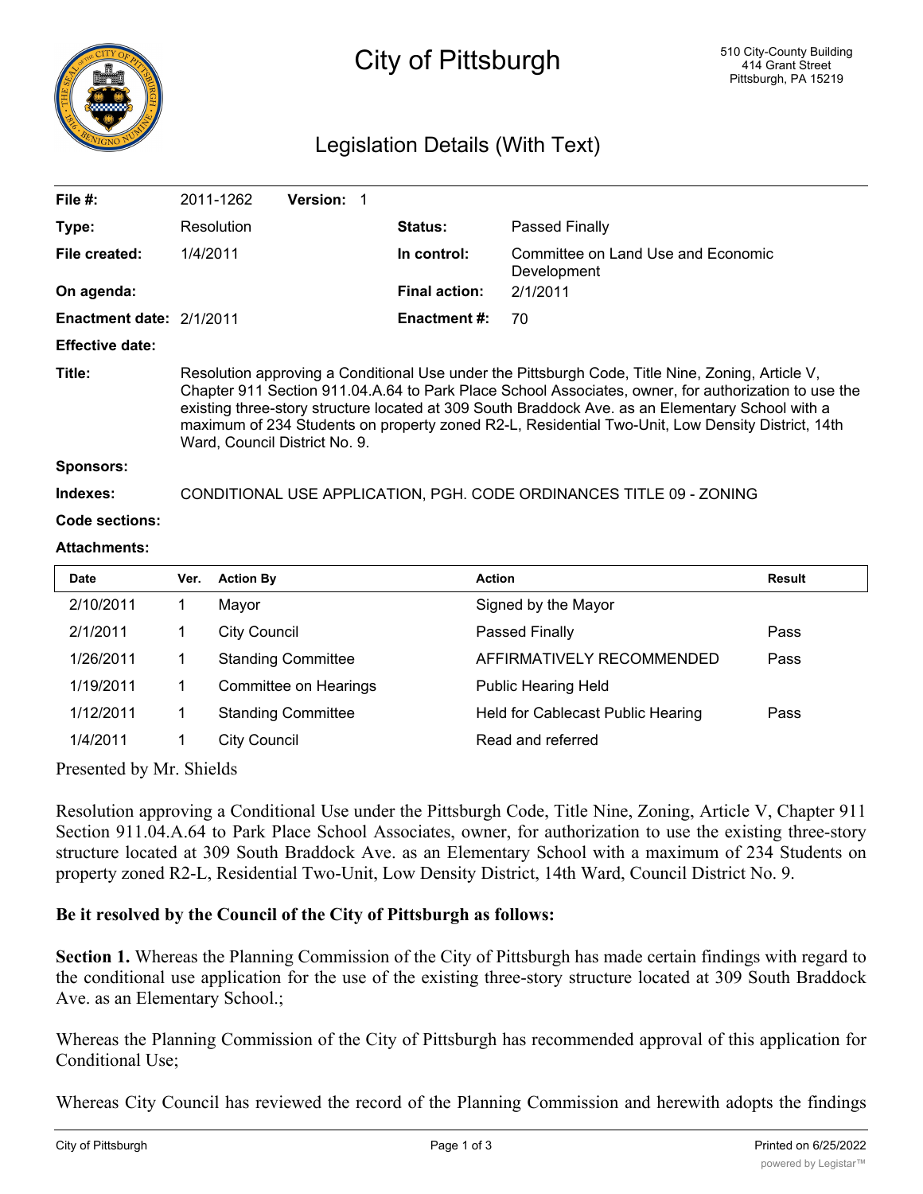# City of Pittsburgh

510 City-County Building
414 Grant Street
Pittsburgh, PA 15219

## Legislation Details (With Text)

| | | | |
|---|---|---|---|
| **File #:** | 2011-1262 **Version:** 1 | | |
| **Type:** | Resolution | **Status:** | Passed Finally |
| **File created:** | 1/4/2011 | **In control:** | Committee on Land Use and Economic Development |
| **On agenda:** | | **Final action:** | 2/1/2011 |
| **Enactment date:** | 2/1/2011 | **Enactment #:** | 70 |
| **Effective date:** | | | |

**Title:** Resolution approving a Conditional Use under the Pittsburgh Code, Title Nine, Zoning, Article V, Chapter 911 Section 911.04.A.64 to Park Place School Associates, owner, for authorization to use the existing three-story structure located at 309 South Braddock Ave. as an Elementary School with a maximum of 234 Students on property zoned R2-L, Residential Two-Unit, Low Density District, 14th Ward, Council District No. 9.

**Sponsors:**

**Indexes:** CONDITIONAL USE APPLICATION, PGH. CODE ORDINANCES TITLE 09 - ZONING

**Code sections:**

**Attachments:**

| Date | Ver. | Action By | Action | Result |
|---|---|---|---|---|
| 2/10/2011 | 1 | Mayor | Signed by the Mayor | |
| 2/1/2011 | 1 | City Council | Passed Finally | Pass |
| 1/26/2011 | 1 | Standing Committee | AFFIRMATIVELY RECOMMENDED | Pass |
| 1/19/2011 | 1 | Committee on Hearings | Public Hearing Held | |
| 1/12/2011 | 1 | Standing Committee | Held for Cablecast Public Hearing | Pass |
| 1/4/2011 | 1 | City Council | Read and referred | |

Presented by Mr. Shields

Resolution approving a Conditional Use under the Pittsburgh Code, Title Nine, Zoning, Article V, Chapter 911 Section 911.04.A.64 to Park Place School Associates, owner, for authorization to use the existing three-story structure located at 309 South Braddock Ave. as an Elementary School with a maximum of 234 Students on property zoned R2-L, Residential Two-Unit, Low Density District, 14th Ward, Council District No. 9.

**Be it resolved by the Council of the City of Pittsburgh as follows:**

**Section 1.** Whereas the Planning Commission of the City of Pittsburgh has made certain findings with regard to the conditional use application for the use of the existing three-story structure located at 309 South Braddock Ave. as an Elementary School.;

Whereas the Planning Commission of the City of Pittsburgh has recommended approval of this application for Conditional Use;

Whereas City Council has reviewed the record of the Planning Commission and herewith adopts the findings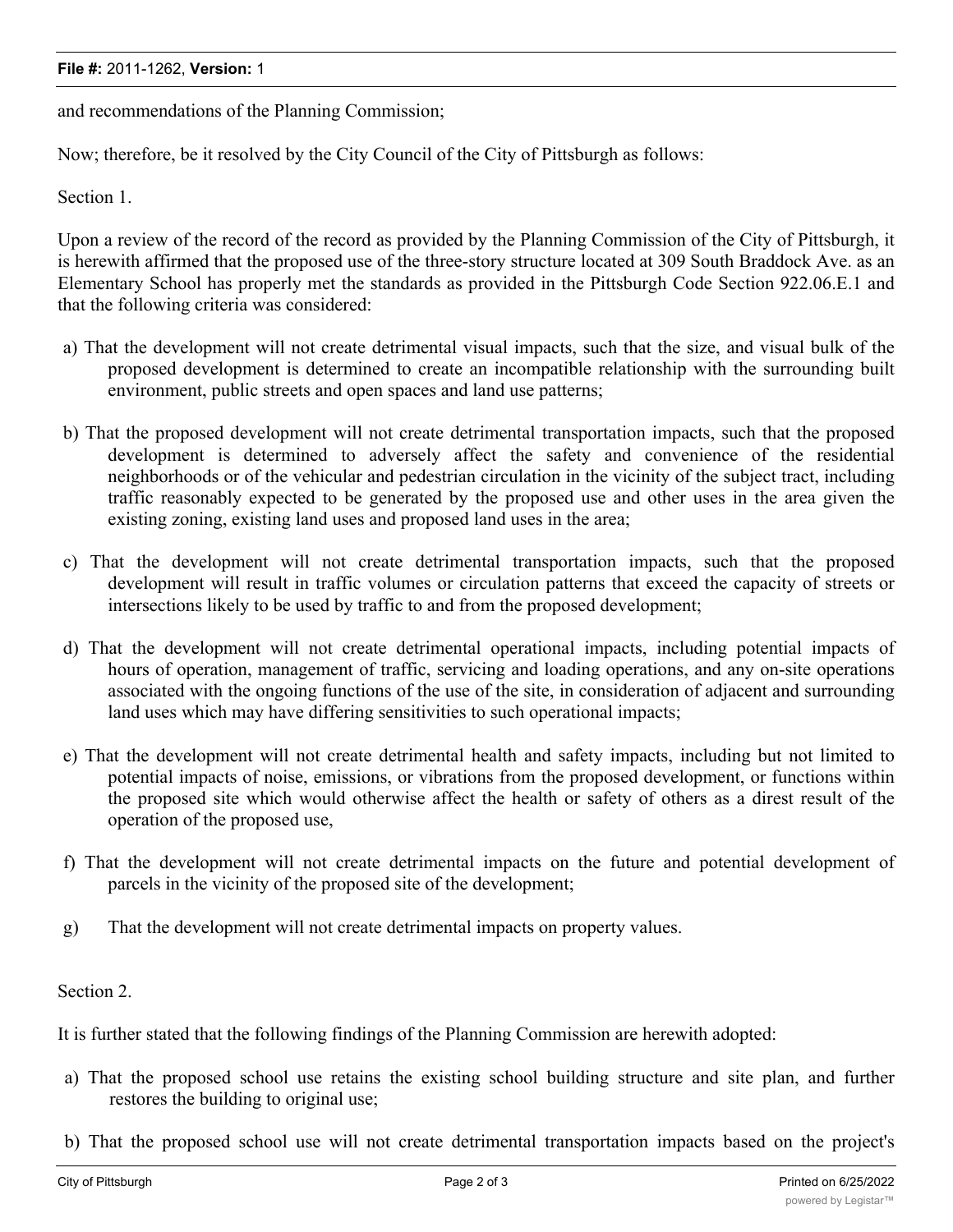and recommendations of the Planning Commission;

Now; therefore, be it resolved by the City Council of the City of Pittsburgh as follows:

Section 1.

Upon a review of the record of the record as provided by the Planning Commission of the City of Pittsburgh, it is herewith affirmed that the proposed use of the three-story structure located at 309 South Braddock Ave. as an Elementary School has properly met the standards as provided in the Pittsburgh Code Section 922.06.E.1 and that the following criteria was considered:

a) That the development will not create detrimental visual impacts, such that the size, and visual bulk of the proposed development is determined to create an incompatible relationship with the surrounding built environment, public streets and open spaces and land use patterns;

b) That the proposed development will not create detrimental transportation impacts, such that the proposed development is determined to adversely affect the safety and convenience of the residential neighborhoods or of the vehicular and pedestrian circulation in the vicinity of the subject tract, including traffic reasonably expected to be generated by the proposed use and other uses in the area given the existing zoning, existing land uses and proposed land uses in the area;

c) That the development will not create detrimental transportation impacts, such that the proposed development will result in traffic volumes or circulation patterns that exceed the capacity of streets or intersections likely to be used by traffic to and from the proposed development;

d) That the development will not create detrimental operational impacts, including potential impacts of hours of operation, management of traffic, servicing and loading operations, and any on-site operations associated with the ongoing functions of the use of the site, in consideration of adjacent and surrounding land uses which may have differing sensitivities to such operational impacts;

e) That the development will not create detrimental health and safety impacts, including but not limited to potential impacts of noise, emissions, or vibrations from the proposed development, or functions within the proposed site which would otherwise affect the health or safety of others as a direst result of the operation of the proposed use,

f) That the development will not create detrimental impacts on the future and potential development of parcels in the vicinity of the proposed site of the development;

g) That the development will not create detrimental impacts on property values.

Section 2.

It is further stated that the following findings of the Planning Commission are herewith adopted:

a) That the proposed school use retains the existing school building structure and site plan, and further restores the building to original use;

b) That the proposed school use will not create detrimental transportation impacts based on the project's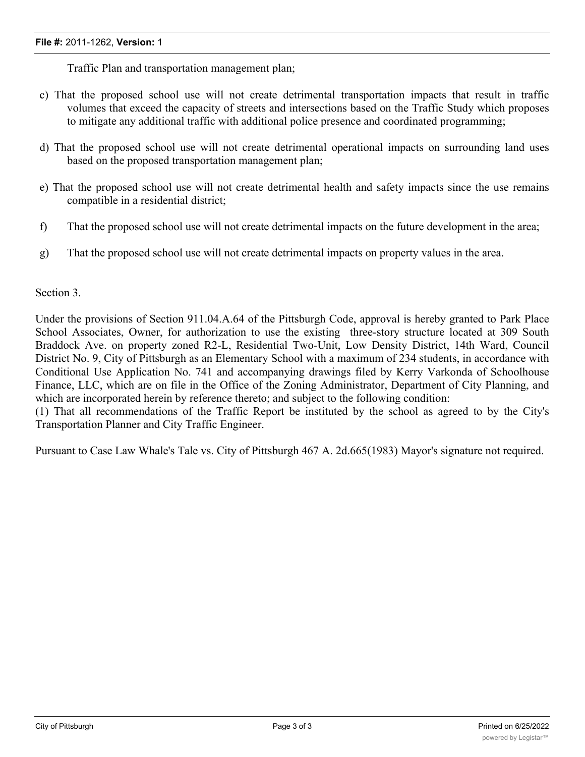Traffic Plan and transportation management plan;

c) That the proposed school use will not create detrimental transportation impacts that result in traffic volumes that exceed the capacity of streets and intersections based on the Traffic Study which proposes to mitigate any additional traffic with additional police presence and coordinated programming;

d) That the proposed school use will not create detrimental operational impacts on surrounding land uses based on the proposed transportation management plan;

e) That the proposed school use will not create detrimental health and safety impacts since the use remains compatible in a residential district;

f) That the proposed school use will not create detrimental impacts on the future development in the area;

g) That the proposed school use will not create detrimental impacts on property values in the area.

Section 3.

Under the provisions of Section 911.04.A.64 of the Pittsburgh Code, approval is hereby granted to Park Place School Associates, Owner, for authorization to use the existing three-story structure located at 309 South Braddock Ave. on property zoned R2-L, Residential Two-Unit, Low Density District, 14th Ward, Council District No. 9, City of Pittsburgh as an Elementary School with a maximum of 234 students, in accordance with Conditional Use Application No. 741 and accompanying drawings filed by Kerry Varkonda of Schoolhouse Finance, LLC, which are on file in the Office of the Zoning Administrator, Department of City Planning, and which are incorporated herein by reference thereto; and subject to the following condition:
(1) That all recommendations of the Traffic Report be instituted by the school as agreed to by the City's Transportation Planner and City Traffic Engineer.

Pursuant to Case Law Whale's Tale vs. City of Pittsburgh 467 A. 2d.665(1983) Mayor's signature not required.